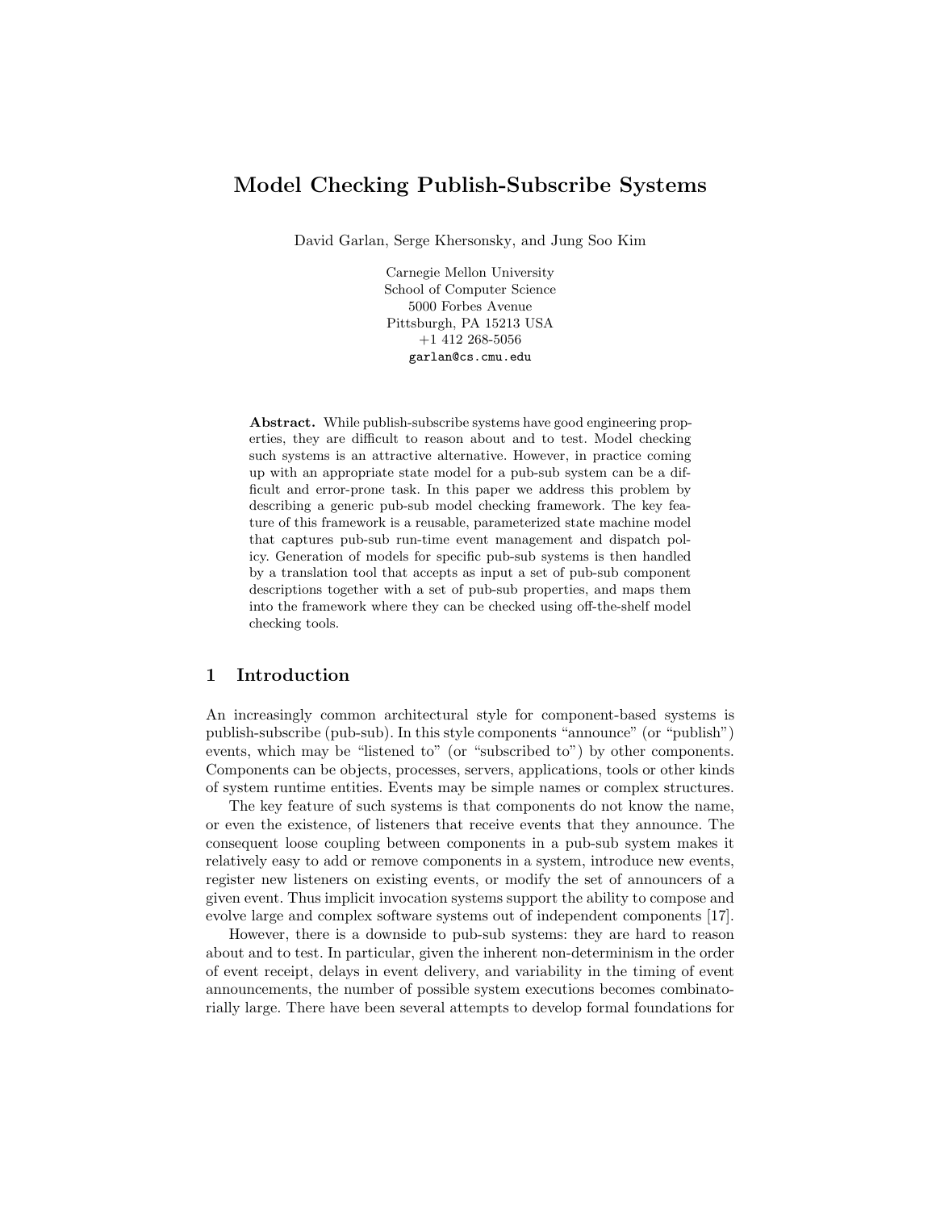# Model Checking Publish-Subscribe Systems

David Garlan, Serge Khersonsky, and Jung Soo Kim

Carnegie Mellon University
School of Computer Science
5000 Forbes Avenue
Pittsburgh, PA 15213 USA
+1 412 268-5056
garlan@cs.cmu.edu

**Abstract.** While publish-subscribe systems have good engineering properties, they are difficult to reason about and to test. Model checking such systems is an attractive alternative. However, in practice coming up with an appropriate state model for a pub-sub system can be a difficult and error-prone task. In this paper we address this problem by describing a generic pub-sub model checking framework. The key feature of this framework is a reusable, parameterized state machine model that captures pub-sub run-time event management and dispatch policy. Generation of models for specific pub-sub systems is then handled by a translation tool that accepts as input a set of pub-sub component descriptions together with a set of pub-sub properties, and maps them into the framework where they can be checked using off-the-shelf model checking tools.

## 1 Introduction

An increasingly common architectural style for component-based systems is publish-subscribe (pub-sub). In this style components "announce" (or "publish") events, which may be "listened to" (or "subscribed to") by other components. Components can be objects, processes, servers, applications, tools or other kinds of system runtime entities. Events may be simple names or complex structures.

The key feature of such systems is that components do not know the name, or even the existence, of listeners that receive events that they announce. The consequent loose coupling between components in a pub-sub system makes it relatively easy to add or remove components in a system, introduce new events, register new listeners on existing events, or modify the set of announcers of a given event. Thus implicit invocation systems support the ability to compose and evolve large and complex software systems out of independent components [17].

However, there is a downside to pub-sub systems: they are hard to reason about and to test. In particular, given the inherent non-determinism in the order of event receipt, delays in event delivery, and variability in the timing of event announcements, the number of possible system executions becomes combinatorially large. There have been several attempts to develop formal foundations for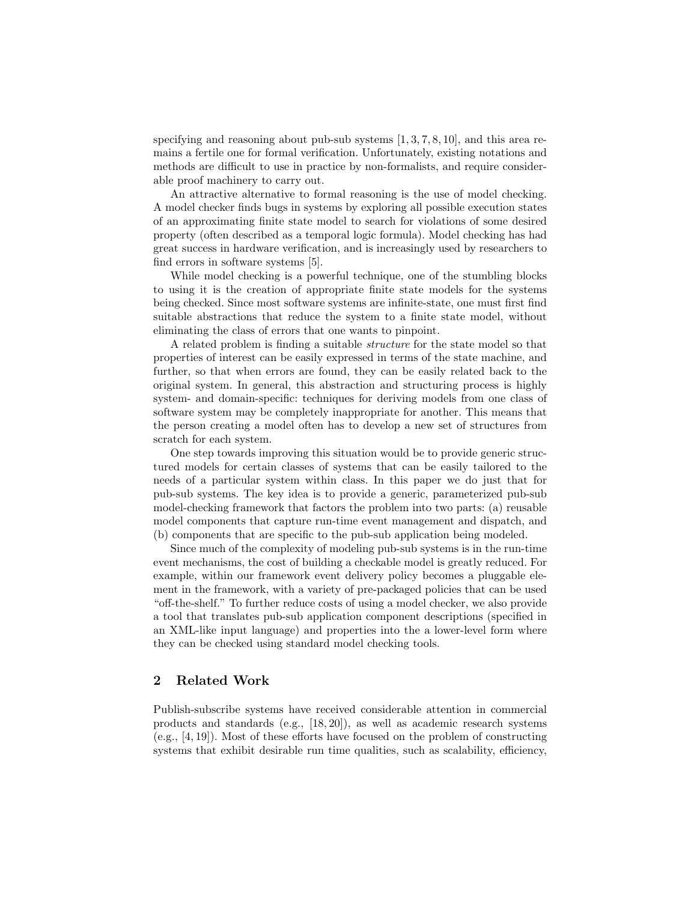specifying and reasoning about pub-sub systems [1, 3, 7, 8, 10], and this area remains a fertile one for formal verification. Unfortunately, existing notations and methods are difficult to use in practice by non-formalists, and require considerable proof machinery to carry out.

An attractive alternative to formal reasoning is the use of model checking. A model checker finds bugs in systems by exploring all possible execution states of an approximating finite state model to search for violations of some desired property (often described as a temporal logic formula). Model checking has had great success in hardware verification, and is increasingly used by researchers to find errors in software systems [5].

While model checking is a powerful technique, one of the stumbling blocks to using it is the creation of appropriate finite state models for the systems being checked. Since most software systems are infinite-state, one must first find suitable abstractions that reduce the system to a finite state model, without eliminating the class of errors that one wants to pinpoint.

A related problem is finding a suitable *structure* for the state model so that properties of interest can be easily expressed in terms of the state machine, and further, so that when errors are found, they can be easily related back to the original system. In general, this abstraction and structuring process is highly system- and domain-specific: techniques for deriving models from one class of software system may be completely inappropriate for another. This means that the person creating a model often has to develop a new set of structures from scratch for each system.

One step towards improving this situation would be to provide generic structured models for certain classes of systems that can be easily tailored to the needs of a particular system within class. In this paper we do just that for pub-sub systems. The key idea is to provide a generic, parameterized pub-sub model-checking framework that factors the problem into two parts: (a) reusable model components that capture run-time event management and dispatch, and (b) components that are specific to the pub-sub application being modeled.

Since much of the complexity of modeling pub-sub systems is in the run-time event mechanisms, the cost of building a checkable model is greatly reduced. For example, within our framework event delivery policy becomes a pluggable element in the framework, with a variety of pre-packaged policies that can be used "off-the-shelf." To further reduce costs of using a model checker, we also provide a tool that translates pub-sub application component descriptions (specified in an XML-like input language) and properties into the a lower-level form where they can be checked using standard model checking tools.

## 2 Related Work

Publish-subscribe systems have received considerable attention in commercial products and standards (e.g., [18, 20]), as well as academic research systems (e.g., [4, 19]). Most of these efforts have focused on the problem of constructing systems that exhibit desirable run time qualities, such as scalability, efficiency,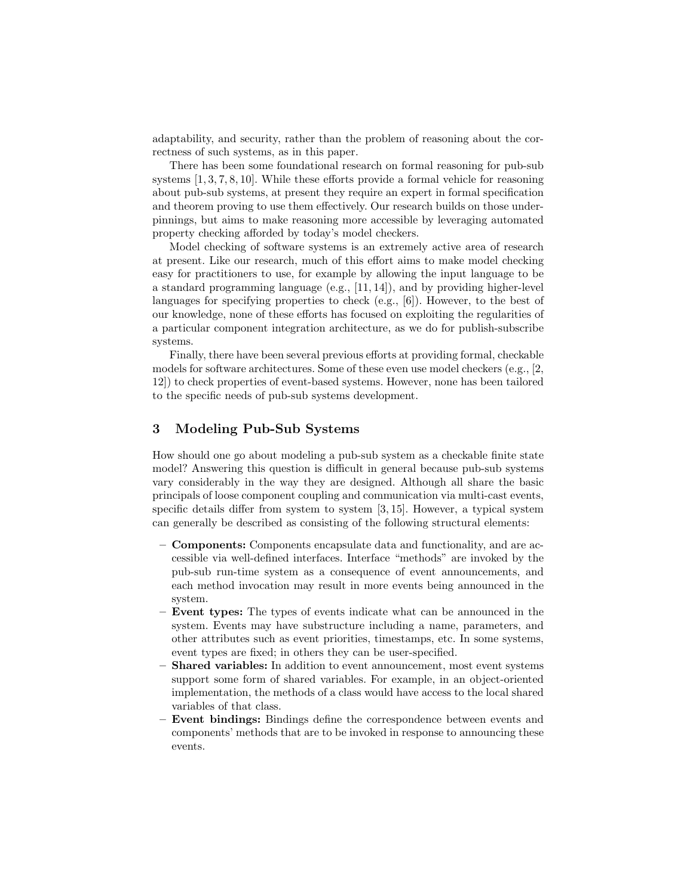adaptability, and security, rather than the problem of reasoning about the correctness of such systems, as in this paper.

There has been some foundational research on formal reasoning for pub-sub systems [1, 3, 7, 8, 10]. While these efforts provide a formal vehicle for reasoning about pub-sub systems, at present they require an expert in formal specification and theorem proving to use them effectively. Our research builds on those underpinnings, but aims to make reasoning more accessible by leveraging automated property checking afforded by today's model checkers.

Model checking of software systems is an extremely active area of research at present. Like our research, much of this effort aims to make model checking easy for practitioners to use, for example by allowing the input language to be a standard programming language (e.g., [11, 14]), and by providing higher-level languages for specifying properties to check (e.g., [6]). However, to the best of our knowledge, none of these efforts has focused on exploiting the regularities of a particular component integration architecture, as we do for publish-subscribe systems.

Finally, there have been several previous efforts at providing formal, checkable models for software architectures. Some of these even use model checkers (e.g., [2, 12]) to check properties of event-based systems. However, none has been tailored to the specific needs of pub-sub systems development.

## 3 Modeling Pub-Sub Systems

How should one go about modeling a pub-sub system as a checkable finite state model? Answering this question is difficult in general because pub-sub systems vary considerably in the way they are designed. Although all share the basic principals of loose component coupling and communication via multi-cast events, specific details differ from system to system [3, 15]. However, a typical system can generally be described as consisting of the following structural elements:

- **Components:** Components encapsulate data and functionality, and are accessible via well-defined interfaces. Interface "methods" are invoked by the pub-sub run-time system as a consequence of event announcements, and each method invocation may result in more events being announced in the system.
- **Event types:** The types of events indicate what can be announced in the system. Events may have substructure including a name, parameters, and other attributes such as event priorities, timestamps, etc. In some systems, event types are fixed; in others they can be user-specified.
- **Shared variables:** In addition to event announcement, most event systems support some form of shared variables. For example, in an object-oriented implementation, the methods of a class would have access to the local shared variables of that class.
- **Event bindings:** Bindings define the correspondence between events and components' methods that are to be invoked in response to announcing these events.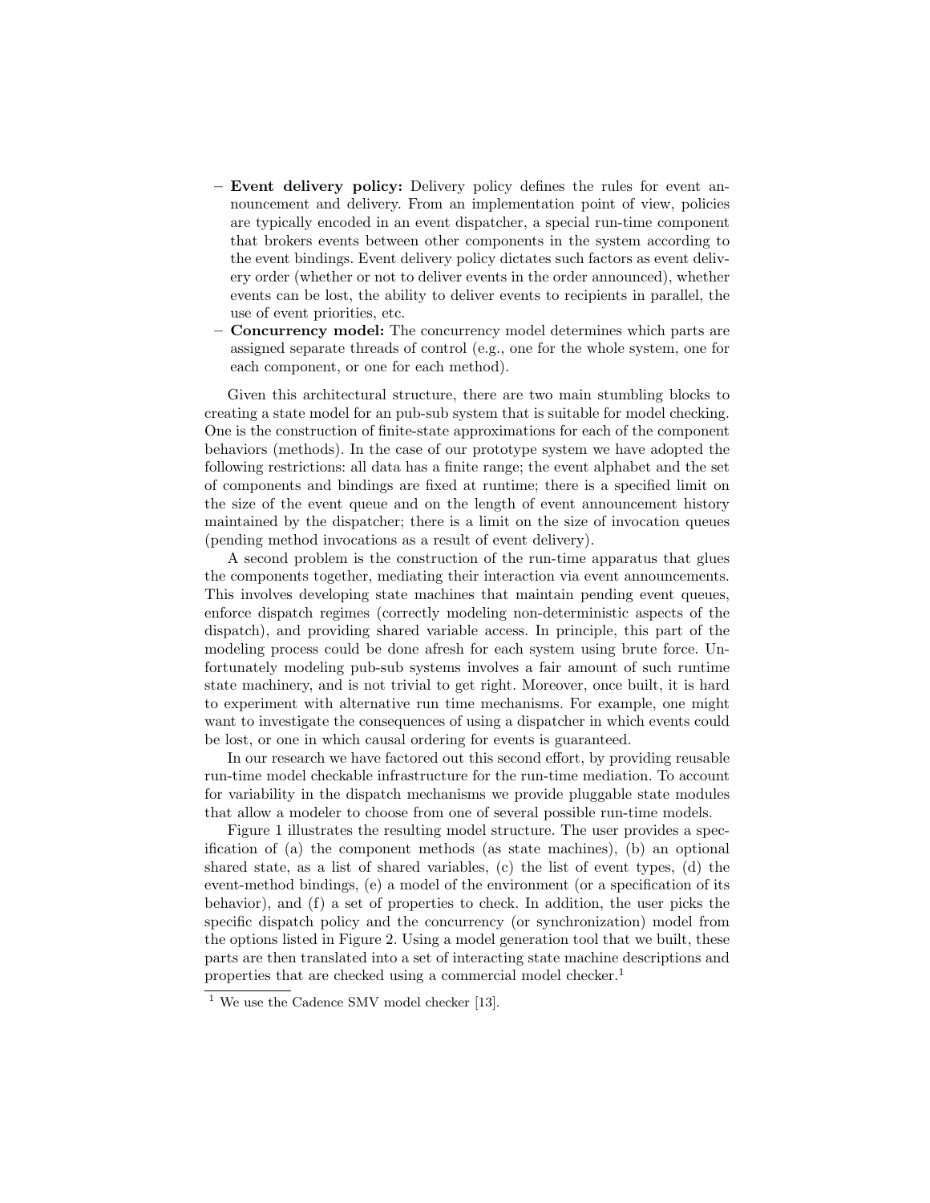- **Event delivery policy:** Delivery policy defines the rules for event announcement and delivery. From an implementation point of view, policies are typically encoded in an event dispatcher, a special run-time component that brokers events between other components in the system according to the event bindings. Event delivery policy dictates such factors as event delivery order (whether or not to deliver events in the order announced), whether events can be lost, the ability to deliver events to recipients in parallel, the use of event priorities, etc.
- **Concurrency model:** The concurrency model determines which parts are assigned separate threads of control (e.g., one for the whole system, one for each component, or one for each method).

Given this architectural structure, there are two main stumbling blocks to creating a state model for an pub-sub system that is suitable for model checking. One is the construction of finite-state approximations for each of the component behaviors (methods). In the case of our prototype system we have adopted the following restrictions: all data has a finite range; the event alphabet and the set of components and bindings are fixed at runtime; there is a specified limit on the size of the event queue and on the length of event announcement history maintained by the dispatcher; there is a limit on the size of invocation queues (pending method invocations as a result of event delivery).

A second problem is the construction of the run-time apparatus that glues the components together, mediating their interaction via event announcements. This involves developing state machines that maintain pending event queues, enforce dispatch regimes (correctly modeling non-deterministic aspects of the dispatch), and providing shared variable access. In principle, this part of the modeling process could be done afresh for each system using brute force. Unfortunately modeling pub-sub systems involves a fair amount of such runtime state machinery, and is not trivial to get right. Moreover, once built, it is hard to experiment with alternative run time mechanisms. For example, one might want to investigate the consequences of using a dispatcher in which events could be lost, or one in which causal ordering for events is guaranteed.

In our research we have factored out this second effort, by providing reusable run-time model checkable infrastructure for the run-time mediation. To account for variability in the dispatch mechanisms we provide pluggable state modules that allow a modeler to choose from one of several possible run-time models.

Figure 1 illustrates the resulting model structure. The user provides a specification of (a) the component methods (as state machines), (b) an optional shared state, as a list of shared variables, (c) the list of event types, (d) the event-method bindings, (e) a model of the environment (or a specification of its behavior), and (f) a set of properties to check. In addition, the user picks the specific dispatch policy and the concurrency (or synchronization) model from the options listed in Figure 2. Using a model generation tool that we built, these parts are then translated into a set of interacting state machine descriptions and properties that are checked using a commercial model checker.[1]

[1] We use the Cadence SMV model checker [13].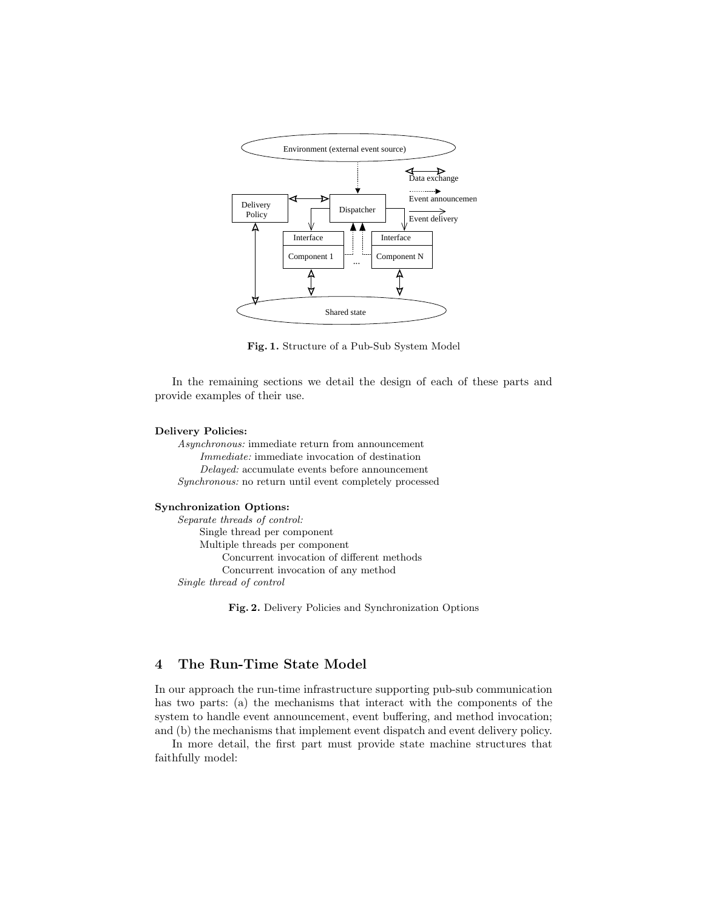**Fig. 1.** Structure of a Pub-Sub System Model

In the remaining sections we detail the design of each of these parts and provide examples of their use.

**Delivery Policies:**

- *Asynchronous:* immediate return from announcement
  - *Immediate:* immediate invocation of destination
  - *Delayed:* accumulate events before announcement
- *Synchronous:* no return until event completely processed

**Synchronization Options:**

- *Separate threads of control:*
  - Single thread per component
  - Multiple threads per component
    - Concurrent invocation of different methods
    - Concurrent invocation of any method
- *Single thread of control*

**Fig. 2.** Delivery Policies and Synchronization Options

## 4 The Run-Time State Model

In our approach the run-time infrastructure supporting pub-sub communication has two parts: (a) the mechanisms that interact with the components of the system to handle event announcement, event buffering, and method invocation; and (b) the mechanisms that implement event dispatch and event delivery policy.

In more detail, the first part must provide state machine structures that faithfully model: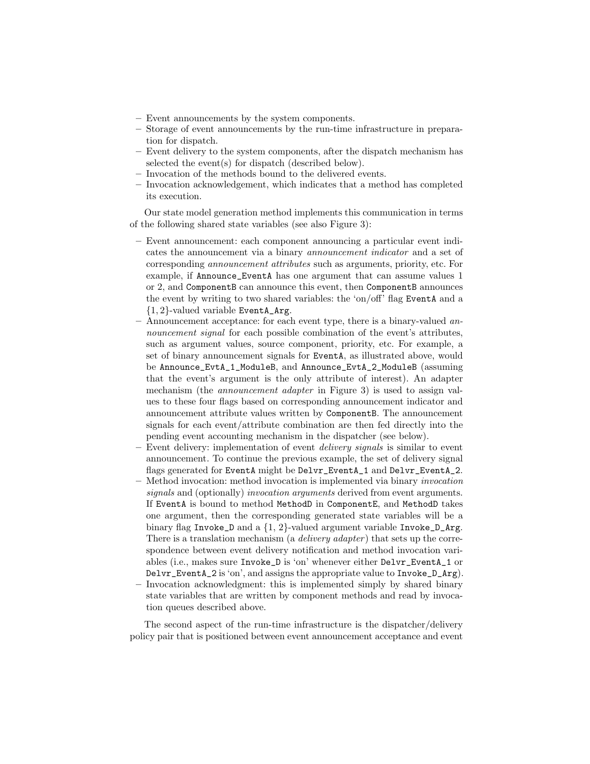- Event announcements by the system components.
- Storage of event announcements by the run-time infrastructure in preparation for dispatch.
- Event delivery to the system components, after the dispatch mechanism has selected the event(s) for dispatch (described below).
- Invocation of the methods bound to the delivered events.
- Invocation acknowledgement, which indicates that a method has completed its execution.

Our state model generation method implements this communication in terms of the following shared state variables (see also Figure 3):

- Event announcement: each component announcing a particular event indicates the announcement via a binary *announcement indicator* and a set of corresponding *announcement attributes* such as arguments, priority, etc. For example, if `Announce_EventA` has one argument that can assume values 1 or 2, and `ComponentB` can announce this event, then `ComponentB` announces the event by writing to two shared variables: the 'on/off' flag `EventA` and a $\{1, 2\}$-valued variable `EventA_Arg`.
- Announcement acceptance: for each event type, there is a binary-valued *announcement signal* for each possible combination of the event's attributes, such as argument values, source component, priority, etc. For example, a set of binary announcement signals for `EventA`, as illustrated above, would be `Announce_EvtA_1_ModuleB`, and `Announce_EvtA_2_ModuleB` (assuming that the event's argument is the only attribute of interest). An adapter mechanism (the *announcement adapter* in Figure 3) is used to assign values to these four flags based on corresponding announcement indicator and announcement attribute values written by `ComponentB`. The announcement signals for each event/attribute combination are then fed directly into the pending event accounting mechanism in the dispatcher (see below).
- Event delivery: implementation of event *delivery signals* is similar to event announcement. To continue the previous example, the set of delivery signal flags generated for `EventA` might be `Delvr_EventA_1` and `Delvr_EventA_2`.
- Method invocation: method invocation is implemented via binary *invocation signals* and (optionally) *invocation arguments* derived from event arguments. If `EventA` is bound to method `MethodD` in `ComponentE`, and `MethodD` takes one argument, then the corresponding generated state variables will be a binary flag `Invoke_D` and a $\{1, 2\}$-valued argument variable `Invoke_D_Arg`. There is a translation mechanism (a *delivery adapter*) that sets up the correspondence between event delivery notification and method invocation variables (i.e., makes sure `Invoke_D` is 'on' whenever either `Delvr_EventA_1` or `Delvr_EventA_2` is 'on', and assigns the appropriate value to `Invoke_D_Arg`).
- Invocation acknowledgment: this is implemented simply by shared binary state variables that are written by component methods and read by invocation queues described above.

The second aspect of the run-time infrastructure is the dispatcher/delivery policy pair that is positioned between event announcement acceptance and event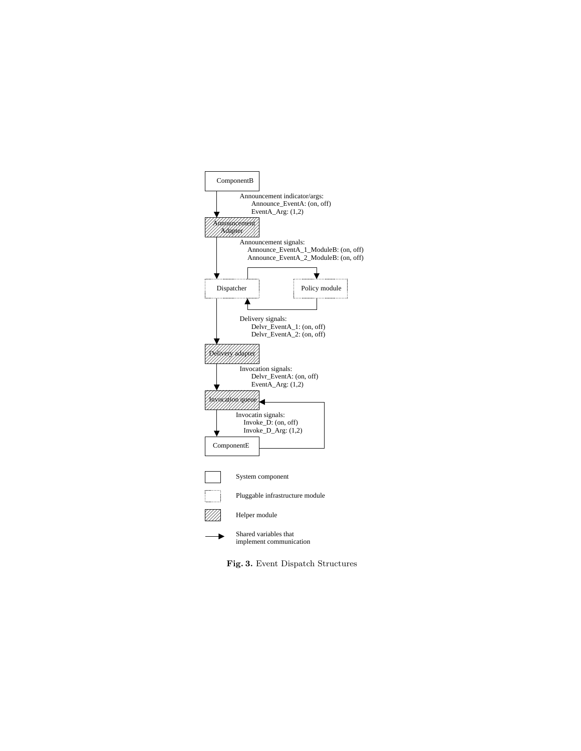ComponentB

Announcement indicator/args:
Announce_EventA: (on, off)
EventA_Arg: (1,2)

Announcement Adapter

Announcement signals:
Announce_EventA_1_ModuleB: (on, off)
Announce_EventA_2_ModuleB: (on, off)

Dispatcher

Policy module

Delivery signals:
Delvr_EventA_1: (on, off)
Delvr_EventA_2: (on, off)

Delivery adapter

Invocation signals:
Delvr_EventA: (on, off)
EventA_Arg: (1,2)

Invocation queue

Invocatin signals:
Invoke_D: (on, off)
Invoke_D_Arg: (1,2)

ComponentE

System component

Pluggable infrastructure module

Helper module

Shared variables that implement communication

**Fig. 3.** Event Dispatch Structures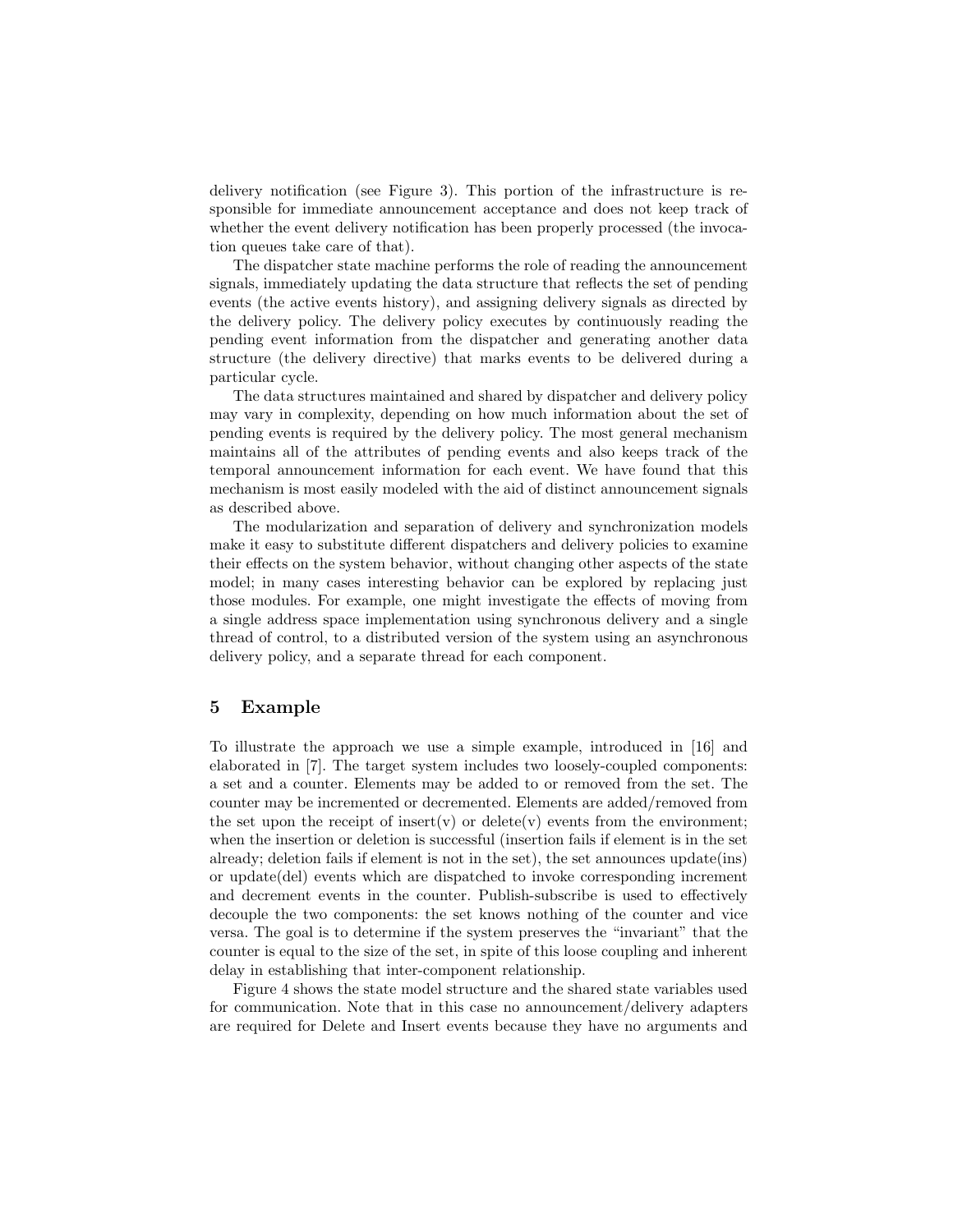delivery notification (see Figure 3). This portion of the infrastructure is responsible for immediate announcement acceptance and does not keep track of whether the event delivery notification has been properly processed (the invocation queues take care of that).

The dispatcher state machine performs the role of reading the announcement signals, immediately updating the data structure that reflects the set of pending events (the active events history), and assigning delivery signals as directed by the delivery policy. The delivery policy executes by continuously reading the pending event information from the dispatcher and generating another data structure (the delivery directive) that marks events to be delivered during a particular cycle.

The data structures maintained and shared by dispatcher and delivery policy may vary in complexity, depending on how much information about the set of pending events is required by the delivery policy. The most general mechanism maintains all of the attributes of pending events and also keeps track of the temporal announcement information for each event. We have found that this mechanism is most easily modeled with the aid of distinct announcement signals as described above.

The modularization and separation of delivery and synchronization models make it easy to substitute different dispatchers and delivery policies to examine their effects on the system behavior, without changing other aspects of the state model; in many cases interesting behavior can be explored by replacing just those modules. For example, one might investigate the effects of moving from a single address space implementation using synchronous delivery and a single thread of control, to a distributed version of the system using an asynchronous delivery policy, and a separate thread for each component.

## 5 Example

To illustrate the approach we use a simple example, introduced in [16] and elaborated in [7]. The target system includes two loosely-coupled components: a set and a counter. Elements may be added to or removed from the set. The counter may be incremented or decremented. Elements are added/removed from the set upon the receipt of insert(v) or delete(v) events from the environment; when the insertion or deletion is successful (insertion fails if element is in the set already; deletion fails if element is not in the set), the set announces update(ins) or update(del) events which are dispatched to invoke corresponding increment and decrement events in the counter. Publish-subscribe is used to effectively decouple the two components: the set knows nothing of the counter and vice versa. The goal is to determine if the system preserves the "invariant" that the counter is equal to the size of the set, in spite of this loose coupling and inherent delay in establishing that inter-component relationship.

Figure 4 shows the state model structure and the shared state variables used for communication. Note that in this case no announcement/delivery adapters are required for Delete and Insert events because they have no arguments and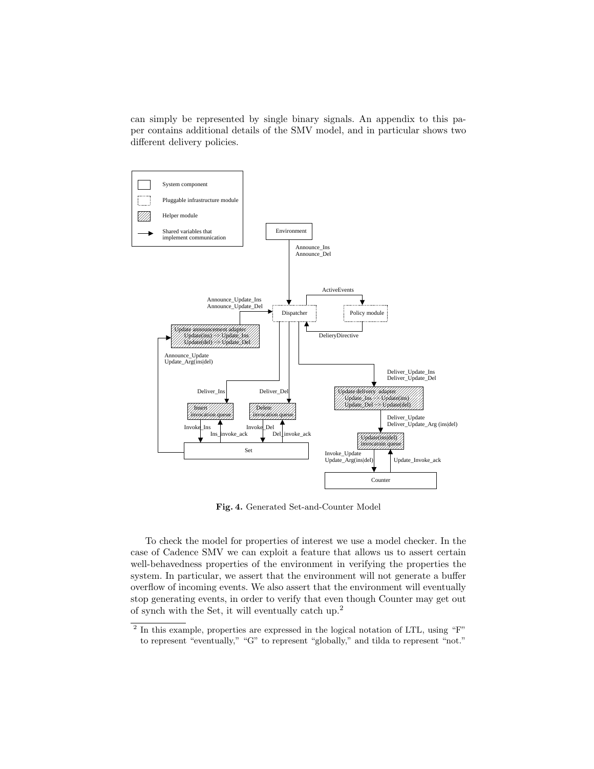can simply be represented by single binary signals. An appendix to this paper contains additional details of the SMV model, and in particular shows two different delivery policies.

**Fig. 4.** Generated Set-and-Counter Model

To check the model for properties of interest we use a model checker. In the case of Cadence SMV we can exploit a feature that allows us to assert certain well-behavedness properties of the environment in verifying the properties the system. In particular, we assert that the environment will not generate a buffer overflow of incoming events. We also assert that the environment will eventually stop generating events, in order to verify that even though Counter may get out of synch with the Set, it will eventually catch up.[2]

[2] In this example, properties are expressed in the logical notation of LTL, using "F" to represent "eventually," "G" to represent "globally," and tilda to represent "not."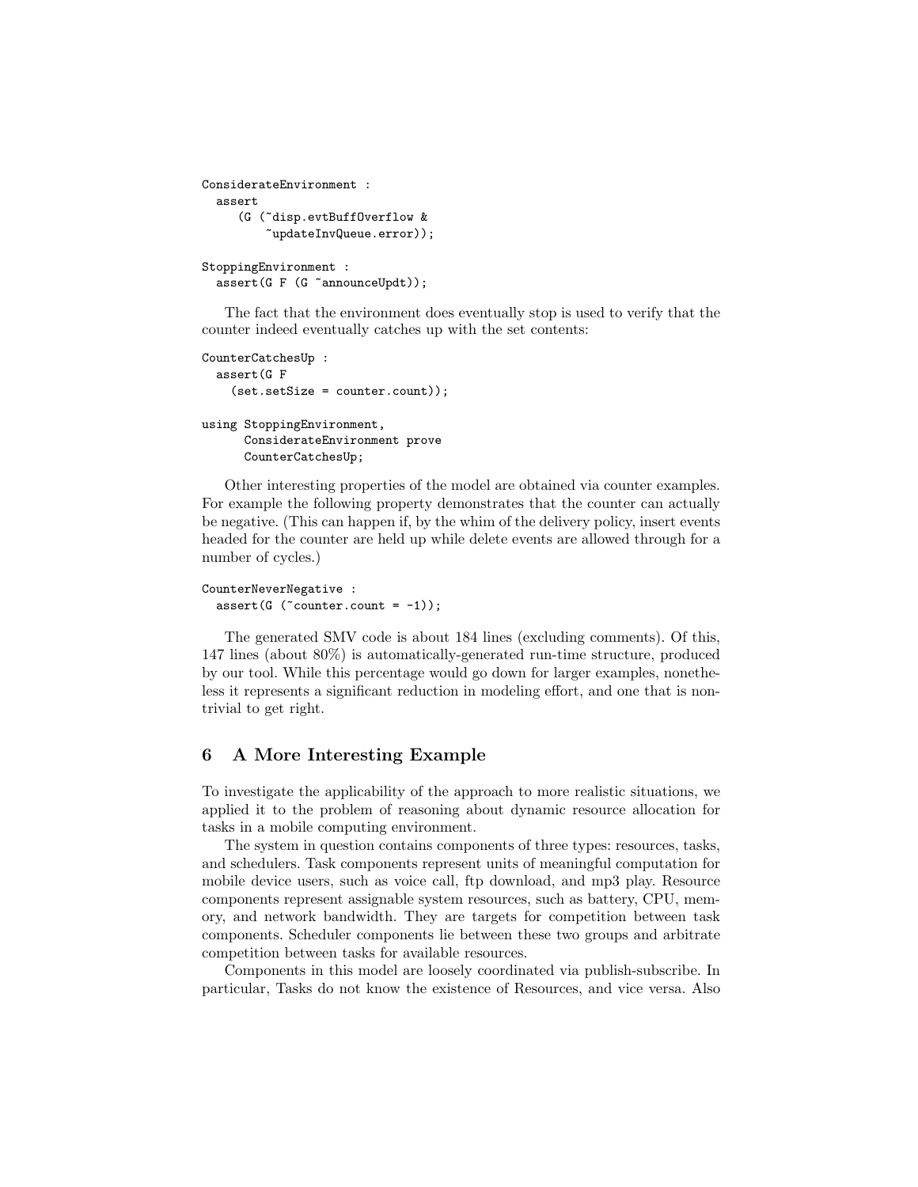```
ConsiderateEnvironment :
  assert
     (G (~disp.evtBuffOverflow &
         ~updateInvQueue.error));

StoppingEnvironment :
  assert(G F (G ~announceUpdt));
```

The fact that the environment does eventually stop is used to verify that the counter indeed eventually catches up with the set contents:

```
CounterCatchesUp :
  assert(G F
    (set.setSize = counter.count));

using StoppingEnvironment,
      ConsiderateEnvironment prove
      CounterCatchesUp;
```

Other interesting properties of the model are obtained via counter examples. For example the following property demonstrates that the counter can actually be negative. (This can happen if, by the whim of the delivery policy, insert events headed for the counter are held up while delete events are allowed through for a number of cycles.)

```
CounterNeverNegative :
  assert(G (~counter.count = -1));
```

The generated SMV code is about 184 lines (excluding comments). Of this, 147 lines (about 80%) is automatically-generated run-time structure, produced by our tool. While this percentage would go down for larger examples, nonetheless it represents a significant reduction in modeling effort, and one that is non-trivial to get right.

## 6 A More Interesting Example

To investigate the applicability of the approach to more realistic situations, we applied it to the problem of reasoning about dynamic resource allocation for tasks in a mobile computing environment.

The system in question contains components of three types: resources, tasks, and schedulers. Task components represent units of meaningful computation for mobile device users, such as voice call, ftp download, and mp3 play. Resource components represent assignable system resources, such as battery, CPU, memory, and network bandwidth. They are targets for competition between task components. Scheduler components lie between these two groups and arbitrate competition between tasks for available resources.

Components in this model are loosely coordinated via publish-subscribe. In particular, Tasks do not know the existence of Resources, and vice versa. Also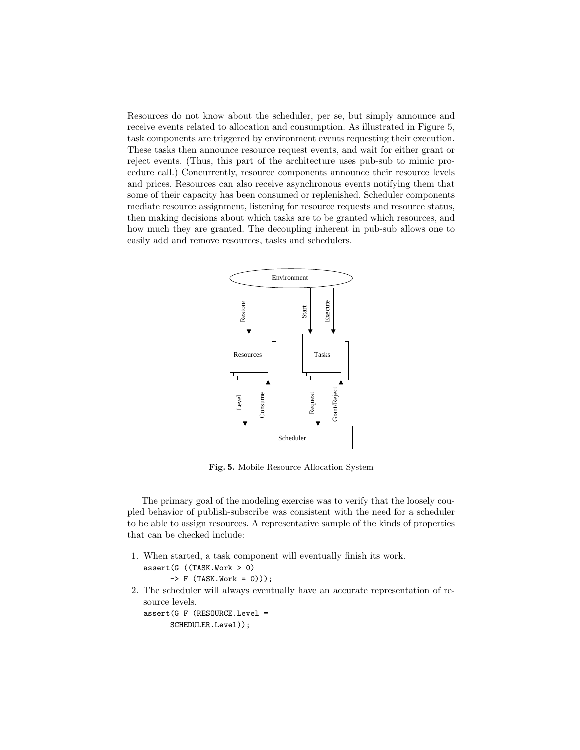Resources do not know about the scheduler, per se, but simply announce and receive events related to allocation and consumption. As illustrated in Figure 5, task components are triggered by environment events requesting their execution. These tasks then announce resource request events, and wait for either grant or reject events. (Thus, this part of the architecture uses pub-sub to mimic procedure call.) Concurrently, resource components announce their resource levels and prices. Resources can also receive asynchronous events notifying them that some of their capacity has been consumed or replenished. Scheduler components mediate resource assignment, listening for resource requests and resource status, then making decisions about which tasks are to be granted which resources, and how much they are granted. The decoupling inherent in pub-sub allows one to easily add and remove resources, tasks and schedulers.

**Fig. 5.** Mobile Resource Allocation System

The primary goal of the modeling exercise was to verify that the loosely coupled behavior of publish-subscribe was consistent with the need for a scheduler to be able to assign resources. A representative sample of the kinds of properties that can be checked include:

1. When started, a task component will eventually finish its work.
   ```
   assert(G ((TASK.Work > 0)
         -> F (TASK.Work = 0)));
   ```
2. The scheduler will always eventually have an accurate representation of resource levels.
   ```
   assert(G F (RESOURCE.Level =
         SCHEDULER.Level));
   ```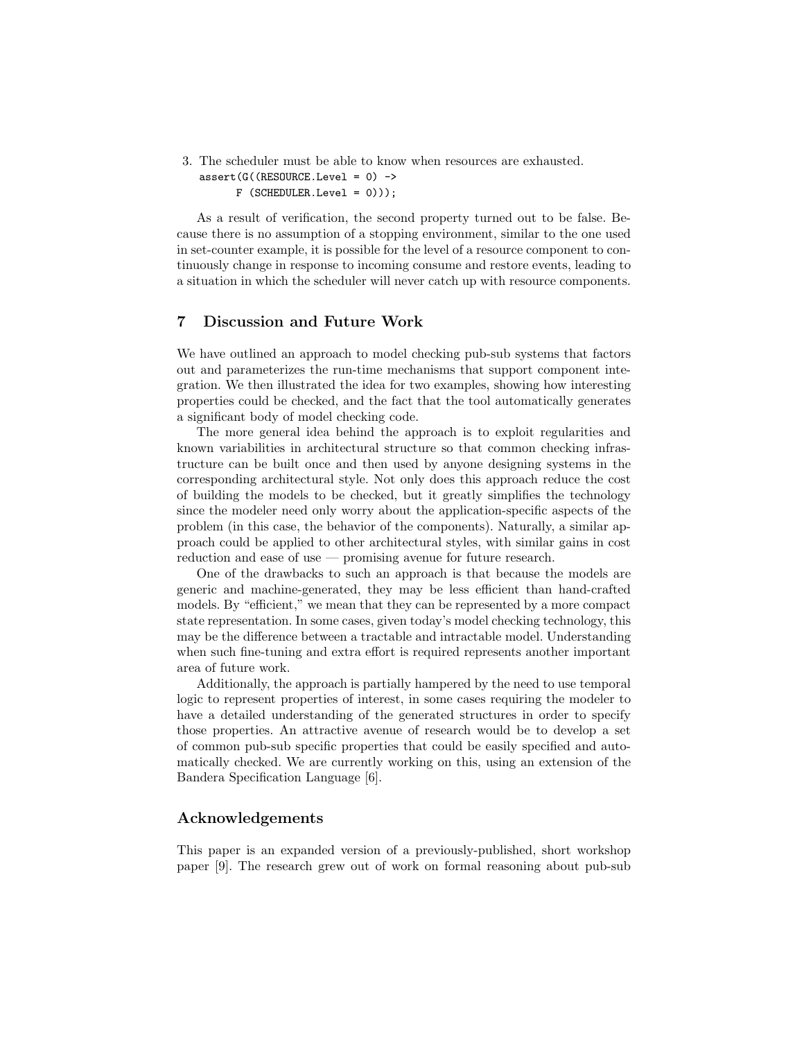3. The scheduler must be able to know when resources are exhausted.

```
assert(G((RESOURCE.Level = 0) ->
      F (SCHEDULER.Level = 0)));
```

As a result of verification, the second property turned out to be false. Because there is no assumption of a stopping environment, similar to the one used in set-counter example, it is possible for the level of a resource component to continuously change in response to incoming consume and restore events, leading to a situation in which the scheduler will never catch up with resource components.

## 7 Discussion and Future Work

We have outlined an approach to model checking pub-sub systems that factors out and parameterizes the run-time mechanisms that support component integration. We then illustrated the idea for two examples, showing how interesting properties could be checked, and the fact that the tool automatically generates a significant body of model checking code.

The more general idea behind the approach is to exploit regularities and known variabilities in architectural structure so that common checking infrastructure can be built once and then used by anyone designing systems in the corresponding architectural style. Not only does this approach reduce the cost of building the models to be checked, but it greatly simplifies the technology since the modeler need only worry about the application-specific aspects of the problem (in this case, the behavior of the components). Naturally, a similar approach could be applied to other architectural styles, with similar gains in cost reduction and ease of use — promising avenue for future research.

One of the drawbacks to such an approach is that because the models are generic and machine-generated, they may be less efficient than hand-crafted models. By "efficient," we mean that they can be represented by a more compact state representation. In some cases, given today's model checking technology, this may be the difference between a tractable and intractable model. Understanding when such fine-tuning and extra effort is required represents another important area of future work.

Additionally, the approach is partially hampered by the need to use temporal logic to represent properties of interest, in some cases requiring the modeler to have a detailed understanding of the generated structures in order to specify those properties. An attractive avenue of research would be to develop a set of common pub-sub specific properties that could be easily specified and automatically checked. We are currently working on this, using an extension of the Bandera Specification Language [6].

## Acknowledgements

This paper is an expanded version of a previously-published, short workshop paper [9]. The research grew out of work on formal reasoning about pub-sub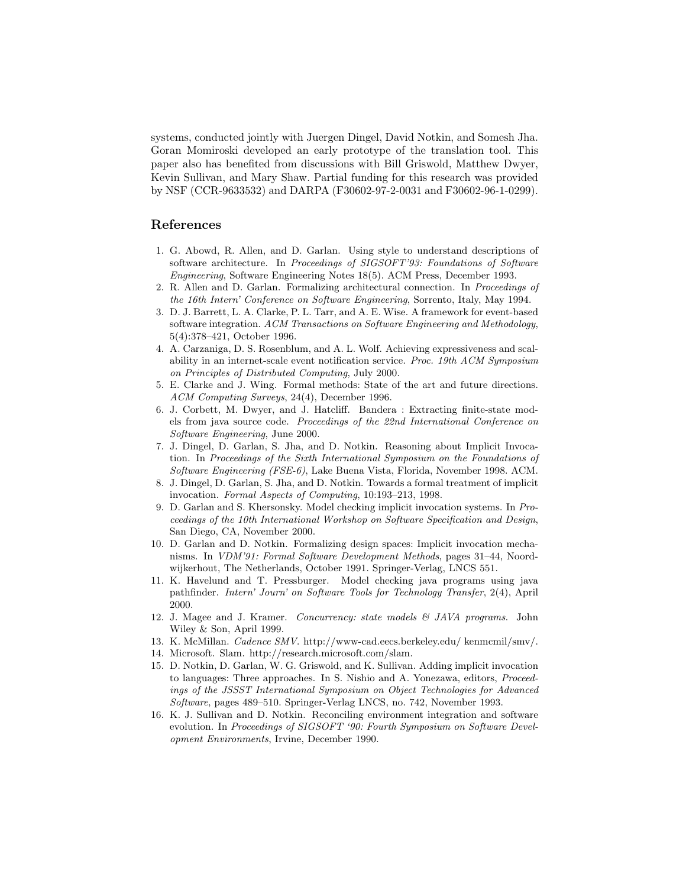systems, conducted jointly with Juergen Dingel, David Notkin, and Somesh Jha. Goran Momiroski developed an early prototype of the translation tool. This paper also has benefited from discussions with Bill Griswold, Matthew Dwyer, Kevin Sullivan, and Mary Shaw. Partial funding for this research was provided by NSF (CCR-9633532) and DARPA (F30602-97-2-0031 and F30602-96-1-0299).

## References

1. G. Abowd, R. Allen, and D. Garlan. Using style to understand descriptions of software architecture. In *Proceedings of SIGSOFT'93: Foundations of Software Engineering*, Software Engineering Notes 18(5). ACM Press, December 1993.
2. R. Allen and D. Garlan. Formalizing architectural connection. In *Proceedings of the 16th Intern' Conference on Software Engineering*, Sorrento, Italy, May 1994.
3. D. J. Barrett, L. A. Clarke, P. L. Tarr, and A. E. Wise. A framework for event-based software integration. *ACM Transactions on Software Engineering and Methodology*, 5(4):378–421, October 1996.
4. A. Carzaniga, D. S. Rosenblum, and A. L. Wolf. Achieving expressiveness and scalability in an internet-scale event notification service. *Proc. 19th ACM Symposium on Principles of Distributed Computing*, July 2000.
5. E. Clarke and J. Wing. Formal methods: State of the art and future directions. *ACM Computing Surveys*, 24(4), December 1996.
6. J. Corbett, M. Dwyer, and J. Hatcliff. Bandera : Extracting finite-state models from java source code. *Proceedings of the 22nd International Conference on Software Engineering*, June 2000.
7. J. Dingel, D. Garlan, S. Jha, and D. Notkin. Reasoning about Implicit Invocation. In *Proceedings of the Sixth International Symposium on the Foundations of Software Engineering (FSE-6)*, Lake Buena Vista, Florida, November 1998. ACM.
8. J. Dingel, D. Garlan, S. Jha, and D. Notkin. Towards a formal treatment of implicit invocation. *Formal Aspects of Computing*, 10:193–213, 1998.
9. D. Garlan and S. Khersonsky. Model checking implicit invocation systems. In *Proceedings of the 10th International Workshop on Software Specification and Design*, San Diego, CA, November 2000.
10. D. Garlan and D. Notkin. Formalizing design spaces: Implicit invocation mechanisms. In *VDM'91: Formal Software Development Methods*, pages 31–44, Noordwijkerhout, The Netherlands, October 1991. Springer-Verlag, LNCS 551.
11. K. Havelund and T. Pressburger. Model checking java programs using java pathfinder. *Intern' Journ' on Software Tools for Technology Transfer*, 2(4), April 2000.
12. J. Magee and J. Kramer. *Concurrency: state models & JAVA programs*. John Wiley & Son, April 1999.
13. K. McMillan. *Cadence SMV*. http://www-cad.eecs.berkeley.edu/ kenmcmil/smv/.
14. Microsoft. Slam. http://research.microsoft.com/slam.
15. D. Notkin, D. Garlan, W. G. Griswold, and K. Sullivan. Adding implicit invocation to languages: Three approaches. In S. Nishio and A. Yonezawa, editors, *Proceedings of the JSSST International Symposium on Object Technologies for Advanced Software*, pages 489–510. Springer-Verlag LNCS, no. 742, November 1993.
16. K. J. Sullivan and D. Notkin. Reconciling environment integration and software evolution. In *Proceedings of SIGSOFT '90: Fourth Symposium on Software Development Environments*, Irvine, December 1990.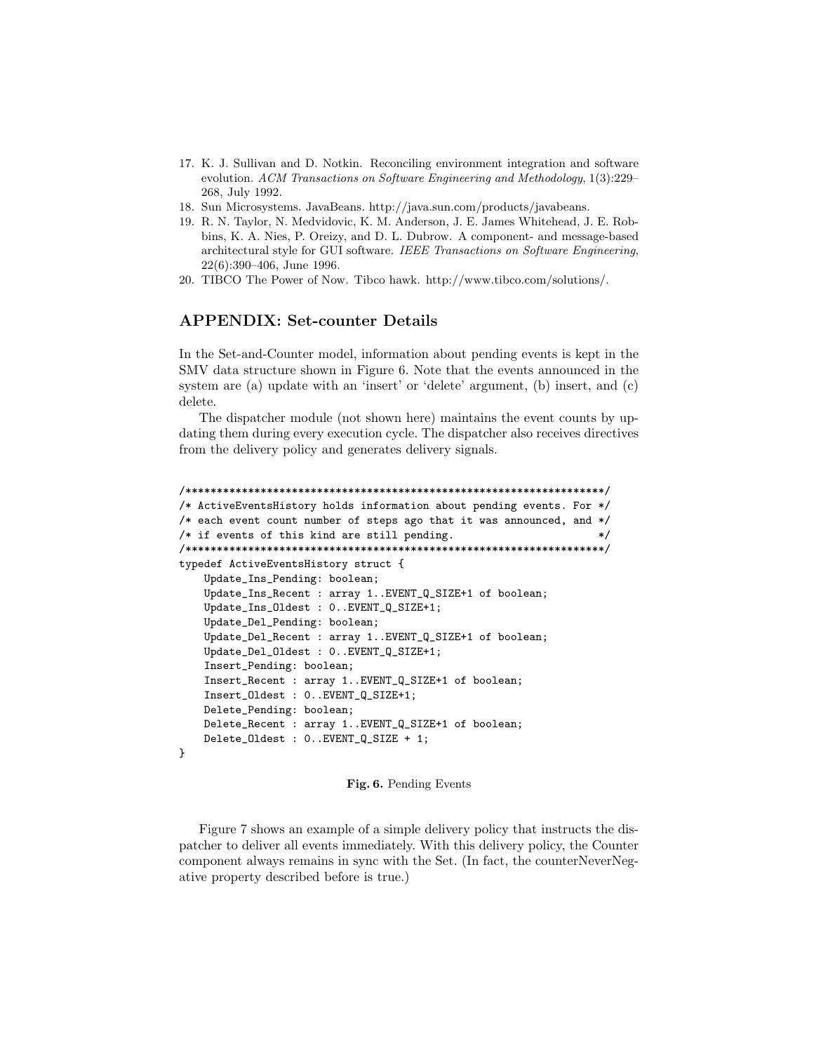17. K. J. Sullivan and D. Notkin. Reconciling environment integration and software evolution. *ACM Transactions on Software Engineering and Methodology*, 1(3):229–268, July 1992.
18. Sun Microsystems. JavaBeans. http://java.sun.com/products/javabeans.
19. R. N. Taylor, N. Medvidovic, K. M. Anderson, J. E. James Whitehead, J. E. Robbins, K. A. Nies, P. Oreizy, and D. L. Dubrow. A component- and message-based architectural style for GUI software. *IEEE Transactions on Software Engineering*, 22(6):390–406, June 1996.
20. TIBCO The Power of Now. Tibco hawk. http://www.tibco.com/solutions/.

## APPENDIX: Set-counter Details

In the Set-and-Counter model, information about pending events is kept in the SMV data structure shown in Figure 6. Note that the events announced in the system are (a) update with an 'insert' or 'delete' argument, (b) insert, and (c) delete.

The dispatcher module (not shown here) maintains the event counts by updating them during every execution cycle. The dispatcher also receives directives from the delivery policy and generates delivery signals.

```
/*******************************************************************/
/* ActiveEventsHistory holds information about pending events. For */
/* each event count number of steps ago that it was announced, and */
/* if events of this kind are still pending.                       */
/*******************************************************************/
typedef ActiveEventsHistory struct {
    Update_Ins_Pending: boolean;
    Update_Ins_Recent : array 1..EVENT_Q_SIZE+1 of boolean;
    Update_Ins_Oldest : 0..EVENT_Q_SIZE+1;
    Update_Del_Pending: boolean;
    Update_Del_Recent : array 1..EVENT_Q_SIZE+1 of boolean;
    Update_Del_Oldest : 0..EVENT_Q_SIZE+1;
    Insert_Pending: boolean;
    Insert_Recent : array 1..EVENT_Q_SIZE+1 of boolean;
    Insert_Oldest : 0..EVENT_Q_SIZE+1;
    Delete_Pending: boolean;
    Delete_Recent : array 1..EVENT_Q_SIZE+1 of boolean;
    Delete_Oldest : 0..EVENT_Q_SIZE + 1;
}
```

**Fig. 6.** Pending Events

Figure 7 shows an example of a simple delivery policy that instructs the dispatcher to deliver all events immediately. With this delivery policy, the Counter component always remains in sync with the Set. (In fact, the counterNeverNegative property described before is true.)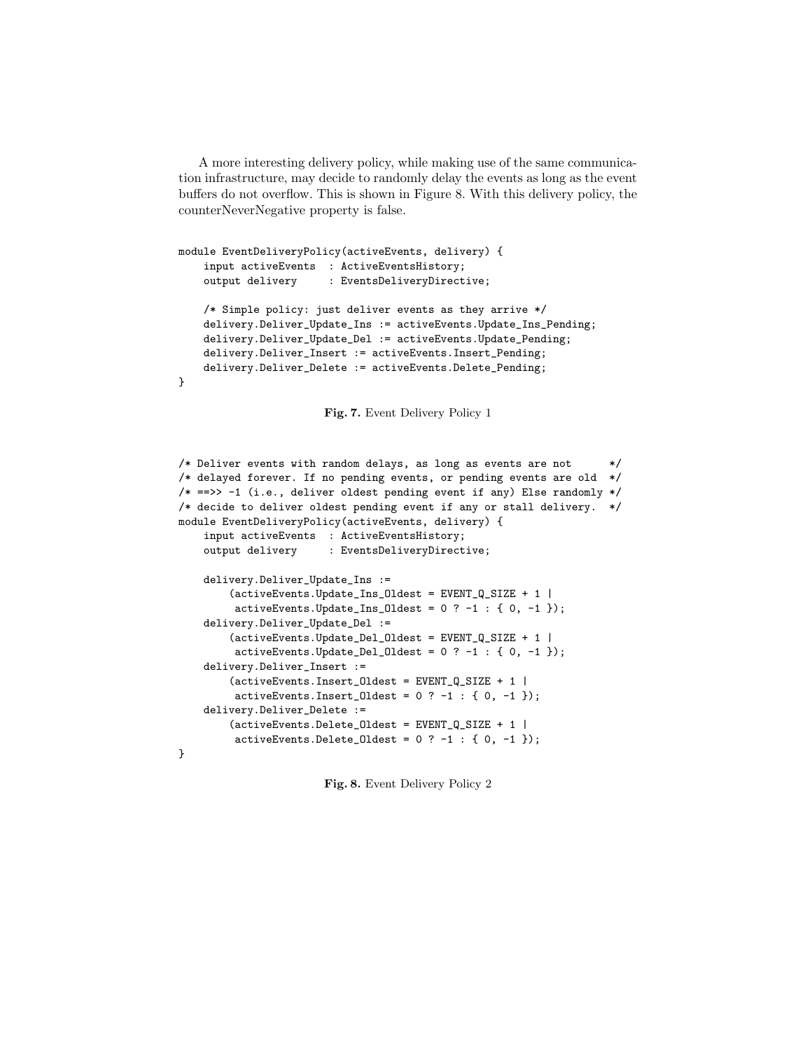A more interesting delivery policy, while making use of the same communication infrastructure, may decide to randomly delay the events as long as the event buffers do not overflow. This is shown in Figure 8. With this delivery policy, the counterNeverNegative property is false.

```
module EventDeliveryPolicy(activeEvents, delivery) {
    input activeEvents  : ActiveEventsHistory;
    output delivery     : EventsDeliveryDirective;

    /* Simple policy: just deliver events as they arrive */
    delivery.Deliver_Update_Ins := activeEvents.Update_Ins_Pending;
    delivery.Deliver_Update_Del := activeEvents.Update_Pending;
    delivery.Deliver_Insert := activeEvents.Insert_Pending;
    delivery.Deliver_Delete := activeEvents.Delete_Pending;
}
```

**Fig. 7.** Event Delivery Policy 1

```
/* Deliver events with random delays, as long as events are not      */
/* delayed forever. If no pending events, or pending events are old  */
/* ==>> -1 (i.e., deliver oldest pending event if any) Else randomly */
/* decide to deliver oldest pending event if any or stall delivery.  */
module EventDeliveryPolicy(activeEvents, delivery) {
    input activeEvents  : ActiveEventsHistory;
    output delivery     : EventsDeliveryDirective;

    delivery.Deliver_Update_Ins :=
        (activeEvents.Update_Ins_Oldest = EVENT_Q_SIZE + 1 |
         activeEvents.Update_Ins_Oldest = 0 ? -1 : { 0, -1 });
    delivery.Deliver_Update_Del :=
        (activeEvents.Update_Del_Oldest = EVENT_Q_SIZE + 1 |
         activeEvents.Update_Del_Oldest = 0 ? -1 : { 0, -1 });
    delivery.Deliver_Insert :=
        (activeEvents.Insert_Oldest = EVENT_Q_SIZE + 1 |
         activeEvents.Insert_Oldest = 0 ? -1 : { 0, -1 });
    delivery.Deliver_Delete :=
        (activeEvents.Delete_Oldest = EVENT_Q_SIZE + 1 |
         activeEvents.Delete_Oldest = 0 ? -1 : { 0, -1 });
}
```

**Fig. 8.** Event Delivery Policy 2